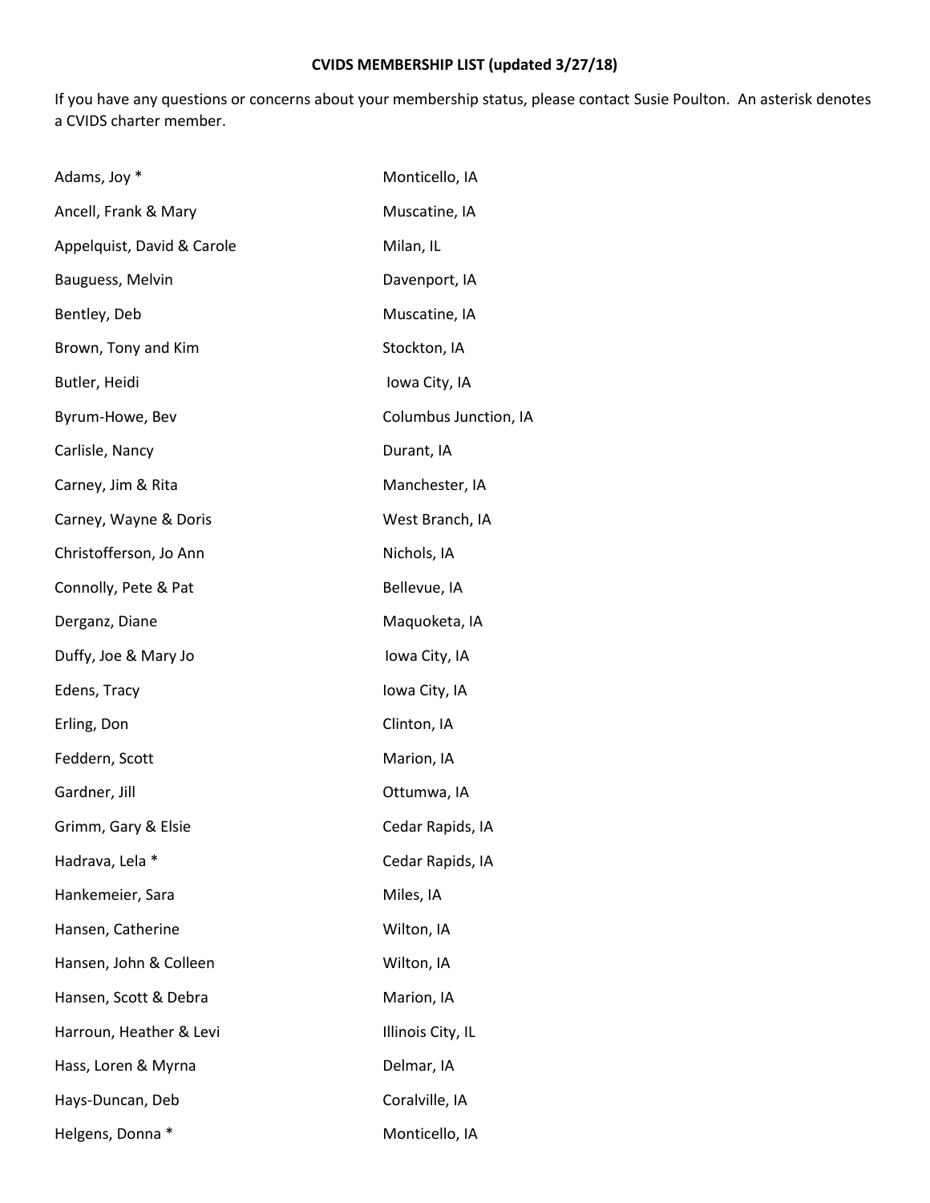**CVIDS MEMBERSHIP LIST (updated 3/27/18)**

If you have any questions or concerns about your membership status, please contact Susie Poulton. An asterisk denotes a CVIDS charter member.

| | |
|---|---|
| Adams, Joy * | Monticello, IA |
| Ancell, Frank & Mary | Muscatine, IA |
| Appelquist, David & Carole | Milan, IL |
| Bauguess, Melvin | Davenport, IA |
| Bentley, Deb | Muscatine, IA |
| Brown, Tony and Kim | Stockton, IA |
| Butler, Heidi | Iowa City, IA |
| Byrum-Howe, Bev | Columbus Junction, IA |
| Carlisle, Nancy | Durant, IA |
| Carney, Jim & Rita | Manchester, IA |
| Carney, Wayne & Doris | West Branch, IA |
| Christofferson, Jo Ann | Nichols, IA |
| Connolly, Pete & Pat | Bellevue, IA |
| Derganz, Diane | Maquoketa, IA |
| Duffy, Joe & Mary Jo | Iowa City, IA |
| Edens, Tracy | Iowa City, IA |
| Erling, Don | Clinton, IA |
| Feddern, Scott | Marion, IA |
| Gardner, Jill | Ottumwa, IA |
| Grimm, Gary & Elsie | Cedar Rapids, IA |
| Hadrava, Lela * | Cedar Rapids, IA |
| Hankemeier, Sara | Miles, IA |
| Hansen, Catherine | Wilton, IA |
| Hansen, John & Colleen | Wilton, IA |
| Hansen, Scott & Debra | Marion, IA |
| Harroun, Heather & Levi | Illinois City, IL |
| Hass, Loren & Myrna | Delmar, IA |
| Hays-Duncan, Deb | Coralville, IA |
| Helgens, Donna * | Monticello, IA |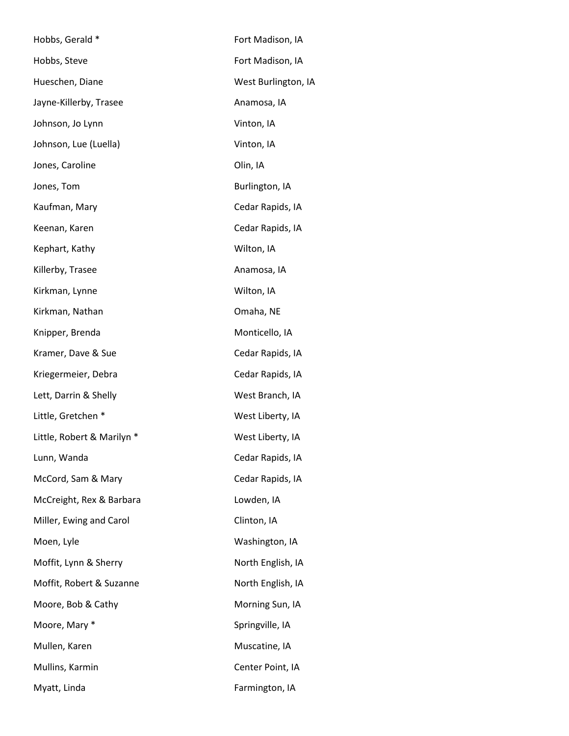| | |
|---|---|
| Hobbs, Gerald * | Fort Madison, IA |
| Hobbs, Steve | Fort Madison, IA |
| Hueschen, Diane | West Burlington, IA |
| Jayne-Killerby, Trasee | Anamosa, IA |
| Johnson, Jo Lynn | Vinton, IA |
| Johnson, Lue (Luella) | Vinton, IA |
| Jones, Caroline | Olin, IA |
| Jones, Tom | Burlington, IA |
| Kaufman, Mary | Cedar Rapids, IA |
| Keenan, Karen | Cedar Rapids, IA |
| Kephart, Kathy | Wilton, IA |
| Killerby, Trasee | Anamosa, IA |
| Kirkman, Lynne | Wilton, IA |
| Kirkman, Nathan | Omaha, NE |
| Knipper, Brenda | Monticello, IA |
| Kramer, Dave & Sue | Cedar Rapids, IA |
| Kriegermeier, Debra | Cedar Rapids, IA |
| Lett, Darrin & Shelly | West Branch, IA |
| Little, Gretchen * | West Liberty, IA |
| Little, Robert & Marilyn * | West Liberty, IA |
| Lunn, Wanda | Cedar Rapids, IA |
| McCord, Sam & Mary | Cedar Rapids, IA |
| McCreight, Rex & Barbara | Lowden, IA |
| Miller, Ewing and Carol | Clinton, IA |
| Moen, Lyle | Washington, IA |
| Moffit, Lynn & Sherry | North English, IA |
| Moffit, Robert & Suzanne | North English, IA |
| Moore, Bob & Cathy | Morning Sun, IA |
| Moore, Mary * | Springville, IA |
| Mullen, Karen | Muscatine, IA |
| Mullins, Karmin | Center Point, IA |
| Myatt, Linda | Farmington, IA |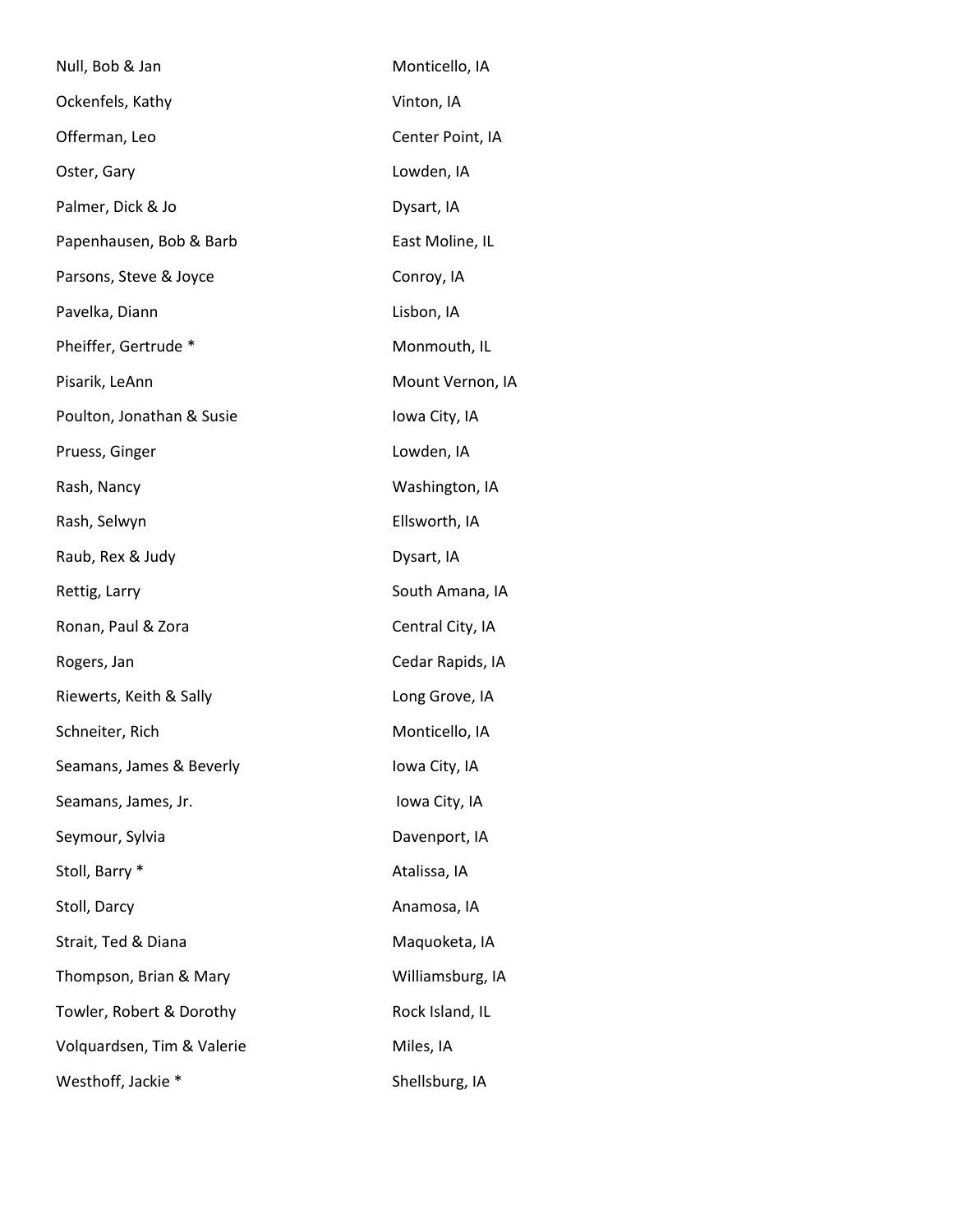| | |
|---|---|
| Null, Bob & Jan | Monticello, IA |
| Ockenfels, Kathy | Vinton, IA |
| Offerman, Leo | Center Point, IA |
| Oster, Gary | Lowden, IA |
| Palmer, Dick & Jo | Dysart, IA |
| Papenhausen, Bob & Barb | East Moline, IL |
| Parsons, Steve & Joyce | Conroy, IA |
| Pavelka, Diann | Lisbon, IA |
| Pheiffer, Gertrude * | Monmouth, IL |
| Pisarik, LeAnn | Mount Vernon, IA |
| Poulton, Jonathan & Susie | Iowa City, IA |
| Pruess, Ginger | Lowden, IA |
| Rash, Nancy | Washington, IA |
| Rash, Selwyn | Ellsworth, IA |
| Raub, Rex & Judy | Dysart, IA |
| Rettig, Larry | South Amana, IA |
| Ronan, Paul & Zora | Central City, IA |
| Rogers, Jan | Cedar Rapids, IA |
| Riewerts, Keith & Sally | Long Grove, IA |
| Schneiter, Rich | Monticello, IA |
| Seamans, James & Beverly | Iowa City, IA |
| Seamans, James, Jr. | Iowa City, IA |
| Seymour, Sylvia | Davenport, IA |
| Stoll, Barry * | Atalissa, IA |
| Stoll, Darcy | Anamosa, IA |
| Strait, Ted & Diana | Maquoketa, IA |
| Thompson, Brian & Mary | Williamsburg, IA |
| Towler, Robert & Dorothy | Rock Island, IL |
| Volquardsen, Tim & Valerie | Miles, IA |
| Westhoff, Jackie * | Shellsburg, IA |